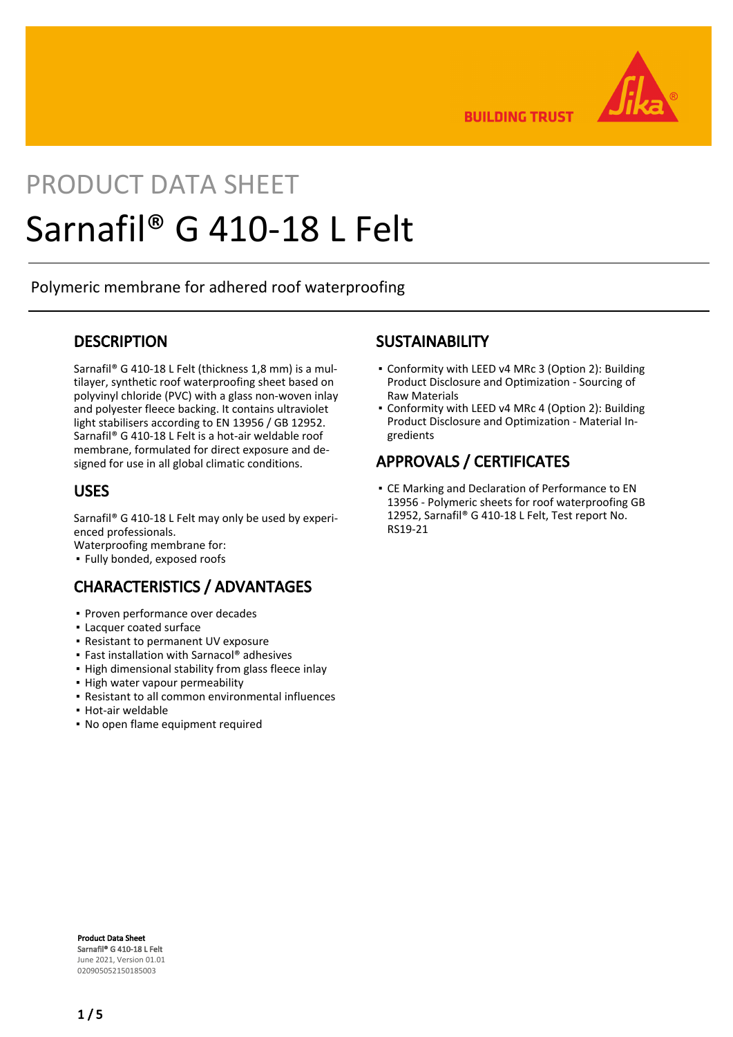PRODUCT DATA SHEET

# Sarnafil® G 410-18 L Felt

Polymeric membrane for adhered roof waterproofing

## DESCRIPTION

Sarnafil® G 410-18 L Felt (thickness 1,8 mm) is a multilayer, synthetic roof waterproofing sheet based on polyvinyl chloride (PVC) with a glass non-woven inlay and polyester fleece backing. It contains ultraviolet light stabilisers according to EN 13956 / GB 12952. Sarnafil® G 410-18 L Felt is a hot-air weldable roof membrane, formulated for direct exposure and designed for use in all global climatic conditions.

## USES

Sarnafil® G 410-18 L Felt may only be used by experienced professionals.
Waterproofing membrane for:

- Fully bonded, exposed roofs

## CHARACTERISTICS / ADVANTAGES

- Proven performance over decades
- Lacquer coated surface
- Resistant to permanent UV exposure
- Fast installation with Sarnacol® adhesives
- High dimensional stability from glass fleece inlay
- High water vapour permeability
- Resistant to all common environmental influences
- Hot-air weldable
- No open flame equipment required

## SUSTAINABILITY

- Conformity with LEED v4 MRc 3 (Option 2): Building Product Disclosure and Optimization - Sourcing of Raw Materials
- Conformity with LEED v4 MRc 4 (Option 2): Building Product Disclosure and Optimization - Material Ingredients

## APPROVALS / CERTIFICATES

- CE Marking and Declaration of Performance to EN 13956 - Polymeric sheets for roof waterproofing GB 12952, Sarnafil® G 410-18 L Felt, Test report No. RS19-21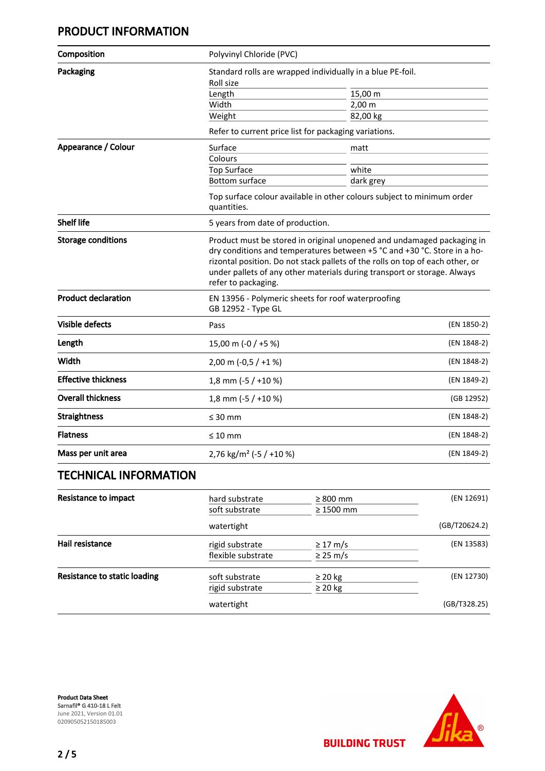## PRODUCT INFORMATION

| | | |
|---|---|---|
| **Composition** | Polyvinyl Chloride (PVC) | |
| **Packaging** | Standard rolls are wrapped individually in a blue PE-foil.<br>Roll size<br>Length: 15,00 m<br>Width: 2,00 m<br>Weight: 82,00 kg<br><br>Refer to current price list for packaging variations. | |
| **Appearance / Colour** | Surface: matt<br>Colours<br>Top Surface: white<br>Bottom surface: dark grey<br><br>Top surface colour available in other colours subject to minimum order quantities. | |
| **Shelf life** | 5 years from date of production. | |
| **Storage conditions** | Product must be stored in original unopened and undamaged packaging in dry conditions and temperatures between +5 °C and +30 °C. Store in a horizontal position. Do not stack pallets of the rolls on top of each other, or under pallets of any other materials during transport or storage. Always refer to packaging. | |
| **Product declaration** | EN 13956 - Polymeric sheets for roof waterproofing<br>GB 12952 - Type GL | |
| **Visible defects** | Pass | (EN 1850-2) |
| **Length** | 15,00 m (-0 / +5 %) | (EN 1848-2) |
| **Width** | 2,00 m (-0,5 / +1 %) | (EN 1848-2) |
| **Effective thickness** | 1,8 mm (-5 / +10 %) | (EN 1849-2) |
| **Overall thickness** | 1,8 mm (-5 / +10 %) | (GB 12952) |
| **Straightness** | ≤ 30 mm | (EN 1848-2) |
| **Flatness** | ≤ 10 mm | (EN 1848-2) |
| **Mass per unit area** | 2,76 kg/m² (-5 / +10 %) | (EN 1849-2) |

## TECHNICAL INFORMATION

| | | | |
|---|---|---|---|
| **Resistance to impact** | hard substrate | ≥ 800 mm | (EN 12691) |
| | soft substrate | ≥ 1500 mm | |
| | watertight | | (GB/T20624.2) |
| **Hail resistance** | rigid substrate | ≥ 17 m/s | (EN 13583) |
| | flexible substrate | ≥ 25 m/s | |
| **Resistance to static loading** | soft substrate | ≥ 20 kg | (EN 12730) |
| | rigid substrate | ≥ 20 kg | |
| | watertight | | (GB/T328.25) |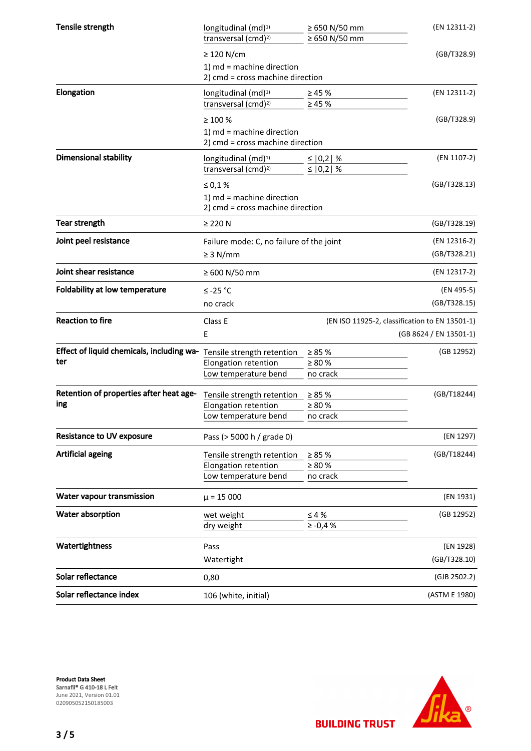| | | | |
|---|---|---|---|
| **Tensile strength** | longitudinal (md)[1] | ≥ 650 N/50 mm | (EN 12311-2) |
| | transversal (cmd)[2] | ≥ 650 N/50 mm | |
| | ≥ 120 N/cm<br>1) md = machine direction<br>2) cmd = cross machine direction | | (GB/T328.9) |
| **Elongation** | longitudinal (md)[1] | ≥ 45 % | (EN 12311-2) |
| | transversal (cmd)[2] | ≥ 45 % | |
| | ≥ 100 %<br>1) md = machine direction<br>2) cmd = cross machine direction | | (GB/T328.9) |
| **Dimensional stability** | longitudinal (md)[1] | ≤ \|0,2\| % | (EN 1107-2) |
| | transversal (cmd)[2] | ≤ \|0,2\| % | |
| | ≤ 0,1 %<br>1) md = machine direction<br>2) cmd = cross machine direction | | (GB/T328.13) |
| **Tear strength** | ≥ 220 N | | (GB/T328.19) |
| **Joint peel resistance** | Failure mode: C, no failure of the joint | | (EN 12316-2) |
| | ≥ 3 N/mm | | (GB/T328.21) |
| **Joint shear resistance** | ≥ 600 N/50 mm | | (EN 12317-2) |
| **Foldability at low temperature** | ≤ -25 °C | | (EN 495-5) |
| | no crack | | (GB/T328.15) |
| **Reaction to fire** | Class E | | (EN ISO 11925-2, classification to EN 13501-1) |
| | E | | (GB 8624 / EN 13501-1) |
| **Effect of liquid chemicals, including water** | Tensile strength retention | ≥ 85 % | (GB 12952) |
| | Elongation retention | ≥ 80 % | |
| | Low temperature bend | no crack | |
| **Retention of properties after heat ageing** | Tensile strength retention | ≥ 85 % | (GB/T18244) |
| | Elongation retention | ≥ 80 % | |
| | Low temperature bend | no crack | |
| **Resistance to UV exposure** | Pass (> 5000 h / grade 0) | | (EN 1297) |
| **Artificial ageing** | Tensile strength retention | ≥ 85 % | (GB/T18244) |
| | Elongation retention | ≥ 80 % | |
| | Low temperature bend | no crack | |
| **Water vapour transmission** | $\mu$ = 15 000 | | (EN 1931) |
| **Water absorption** | wet weight | ≤ 4 % | (GB 12952) |
| | dry weight | ≥ -0,4 % | |
| **Watertightness** | Pass | | (EN 1928) |
| | Watertight | | (GB/T328.10) |
| **Solar reflectance** | 0,80 | | (GJB 2502.2) |
| **Solar reflectance index** | 106 (white, initial) | | (ASTM E 1980) |

**Product Data Sheet**
Sarnafil® G 410-18 L Felt
June 2021, Version 01.01
020905052150185003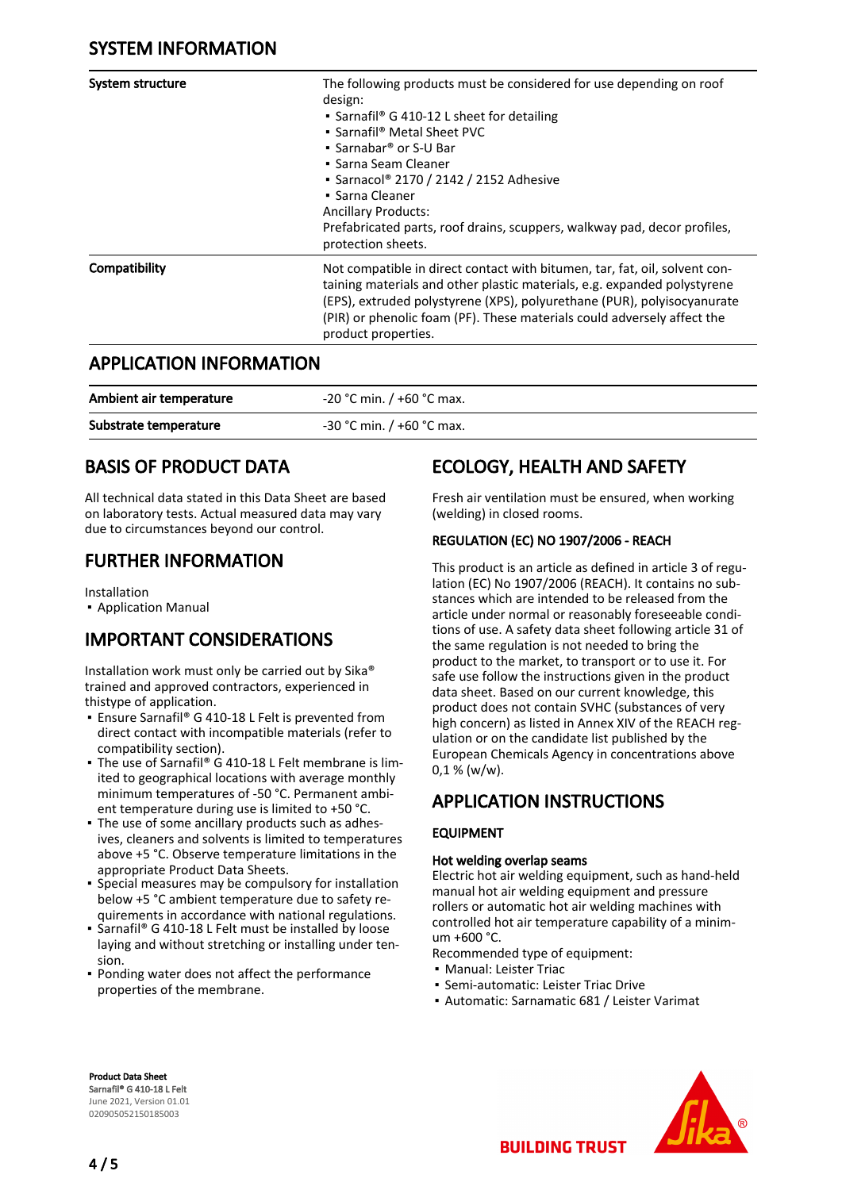## SYSTEM INFORMATION

| | |
|---|---|
| **System structure** | The following products must be considered for use depending on roof design:<br>▪ Sarnafil® G 410-12 L sheet for detailing<br>▪ Sarnafil® Metal Sheet PVC<br>▪ Sarnabar® or S-U Bar<br>▪ Sarna Seam Cleaner<br>▪ Sarnacol® 2170 / 2142 / 2152 Adhesive<br>▪ Sarna Cleaner<br>Ancillary Products:<br>Prefabricated parts, roof drains, scuppers, walkway pad, decor profiles, protection sheets. |
| **Compatibility** | Not compatible in direct contact with bitumen, tar, fat, oil, solvent containing materials and other plastic materials, e.g. expanded polystyrene (EPS), extruded polystyrene (XPS), polyurethane (PUR), polyisocyanurate (PIR) or phenolic foam (PF). These materials could adversely affect the product properties. |

## APPLICATION INFORMATION

| | |
|---|---|
| **Ambient air temperature** | -20 °C min. / +60 °C max. |
| **Substrate temperature** | -30 °C min. / +60 °C max. |

## BASIS OF PRODUCT DATA

All technical data stated in this Data Sheet are based on laboratory tests. Actual measured data may vary due to circumstances beyond our control.

## FURTHER INFORMATION

Installation
- Application Manual

## IMPORTANT CONSIDERATIONS

Installation work must only be carried out by Sika® trained and approved contractors, experienced in thistype of application.

- Ensure Sarnafil® G 410-18 L Felt is prevented from direct contact with incompatible materials (refer to compatibility section).
- The use of Sarnafil® G 410-18 L Felt membrane is limited to geographical locations with average monthly minimum temperatures of -50 °C. Permanent ambient temperature during use is limited to +50 °C.
- The use of some ancillary products such as adhesives, cleaners and solvents is limited to temperatures above +5 °C. Observe temperature limitations in the appropriate Product Data Sheets.
- Special measures may be compulsory for installation below +5 °C ambient temperature due to safety requirements in accordance with national regulations.
- Sarnafil® G 410-18 L Felt must be installed by loose laying and without stretching or installing under tension.
- Ponding water does not affect the performance properties of the membrane.

## ECOLOGY, HEALTH AND SAFETY

Fresh air ventilation must be ensured, when working (welding) in closed rooms.

### REGULATION (EC) NO 1907/2006 - REACH

This product is an article as defined in article 3 of regulation (EC) No 1907/2006 (REACH). It contains no substances which are intended to be released from the article under normal or reasonably foreseeable conditions of use. A safety data sheet following article 31 of the same regulation is not needed to bring the product to the market, to transport or to use it. For safe use follow the instructions given in the product data sheet. Based on our current knowledge, this product does not contain SVHC (substances of very high concern) as listed in Annex XIV of the REACH regulation or on the candidate list published by the European Chemicals Agency in concentrations above 0,1 % (w/w).

## APPLICATION INSTRUCTIONS

### EQUIPMENT

**Hot welding overlap seams**

Electric hot air welding equipment, such as hand-held manual hot air welding equipment and pressure rollers or automatic hot air welding machines with controlled hot air temperature capability of a minimum +600 °C.

Recommended type of equipment:
- Manual: Leister Triac
- Semi-automatic: Leister Triac Drive
- Automatic: Sarnamatic 681 / Leister Varimat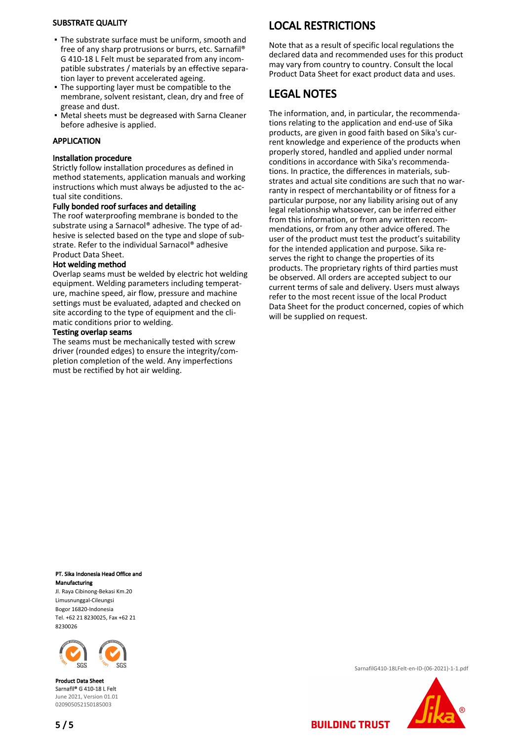### SUBSTRATE QUALITY

- The substrate surface must be uniform, smooth and free of any sharp protrusions or burrs, etc. Sarnafil® G 410-18 L Felt must be separated from any incompatible substrates / materials by an effective separation layer to prevent accelerated ageing.
- The supporting layer must be compatible to the membrane, solvent resistant, clean, dry and free of grease and dust.
- Metal sheets must be degreased with Sarna Cleaner before adhesive is applied.

### APPLICATION

**Installation procedure**

Strictly follow installation procedures as defined in method statements, application manuals and working instructions which must always be adjusted to the actual site conditions.

**Fully bonded roof surfaces and detailing**

The roof waterproofing membrane is bonded to the substrate using a Sarnacol® adhesive. The type of adhesive is selected based on the type and slope of substrate. Refer to the individual Sarnacol® adhesive Product Data Sheet.

**Hot welding method**

Overlap seams must be welded by electric hot welding equipment. Welding parameters including temperature, machine speed, air flow, pressure and machine settings must be evaluated, adapted and checked on site according to the type of equipment and the climatic conditions prior to welding.

**Testing overlap seams**

The seams must be mechanically tested with screw driver (rounded edges) to ensure the integrity/completion completion of the weld. Any imperfections must be rectified by hot air welding.

## LOCAL RESTRICTIONS

Note that as a result of specific local regulations the declared data and recommended uses for this product may vary from country to country. Consult the local Product Data Sheet for exact product data and uses.

## LEGAL NOTES

The information, and, in particular, the recommendations relating to the application and end-use of Sika products, are given in good faith based on Sika's current knowledge and experience of the products when properly stored, handled and applied under normal conditions in accordance with Sika's recommendations. In practice, the differences in materials, substrates and actual site conditions are such that no warranty in respect of merchantability or of fitness for a particular purpose, nor any liability arising out of any legal relationship whatsoever, can be inferred either from this information, or from any written recommendations, or from any other advice offered. The user of the product must test the product's suitability for the intended application and purpose. Sika reserves the right to change the properties of its products. The proprietary rights of third parties must be observed. All orders are accepted subject to our current terms of sale and delivery. Users must always refer to the most recent issue of the local Product Data Sheet for the product concerned, copies of which will be supplied on request.

**PT. Sika Indonesia Head Office and Manufacturing**
Jl. Raya Cibinong-Bekasi Km.20
Limusnunggal-Cileungsi
Bogor 16820-Indonesia
Tel. +62 21 8230025, Fax +62 21 8230026

**Product Data Sheet**
**Sarnafil® G 410-18 L Felt**
June 2021, Version 01.01
020905052150185003

SarnafilG410-18LFelt-en-ID-(06-2021)-1-1.pdf

**BUILDING TRUST**